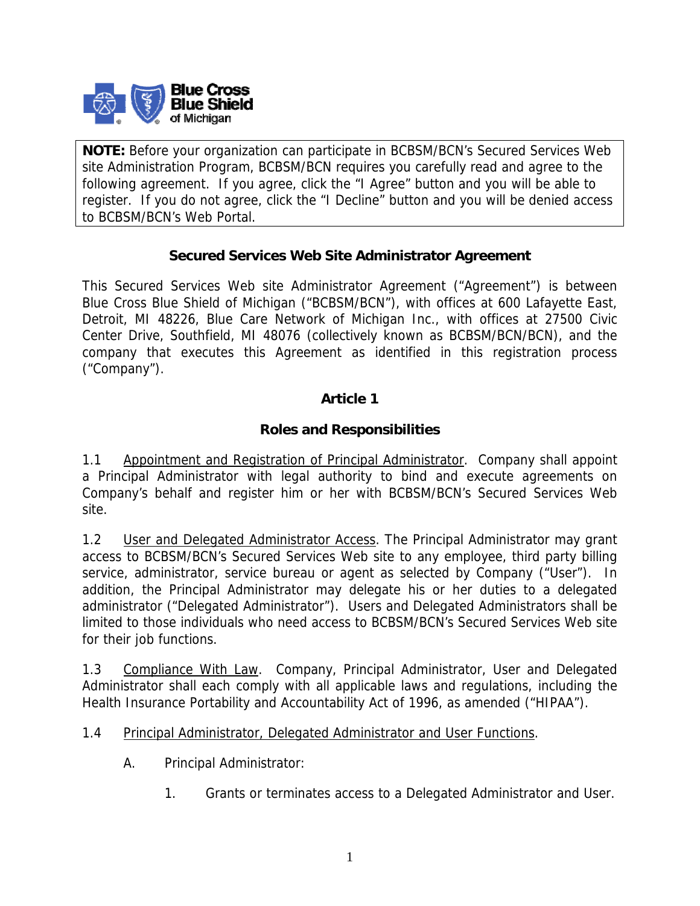Blue Cross Blue Shield of Michigan

**NOTE:** Before your organization can participate in BCBSM/BCN's Secured Services Web site Administration Program, BCBSM/BCN requires you carefully read and agree to the following agreement. If you agree, click the "I Agree" button and you will be able to register. If you do not agree, click the "I Decline" button and you will be denied access to BCBSM/BCN's Web Portal.

## Secured Services Web Site Administrator Agreement

This Secured Services Web site Administrator Agreement ("Agreement") is between Blue Cross Blue Shield of Michigan ("BCBSM/BCN"), with offices at 600 Lafayette East, Detroit, MI 48226, Blue Care Network of Michigan Inc., with offices at 27500 Civic Center Drive, Southfield, MI 48076 (collectively known as BCBSM/BCN/BCN), and the company that executes this Agreement as identified in this registration process ("Company").

### Article 1

### Roles and Responsibilities

1.1 Appointment and Registration of Principal Administrator. Company shall appoint a Principal Administrator with legal authority to bind and execute agreements on Company's behalf and register him or her with BCBSM/BCN's Secured Services Web site.

1.2 User and Delegated Administrator Access. The Principal Administrator may grant access to BCBSM/BCN's Secured Services Web site to any employee, third party billing service, administrator, service bureau or agent as selected by Company ("User"). In addition, the Principal Administrator may delegate his or her duties to a delegated administrator ("Delegated Administrator"). Users and Delegated Administrators shall be limited to those individuals who need access to BCBSM/BCN's Secured Services Web site for their job functions.

1.3 Compliance With Law. Company, Principal Administrator, User and Delegated Administrator shall each comply with all applicable laws and regulations, including the Health Insurance Portability and Accountability Act of 1996, as amended ("HIPAA").

1.4 Principal Administrator, Delegated Administrator and User Functions.

A. Principal Administrator:

1. Grants or terminates access to a Delegated Administrator and User.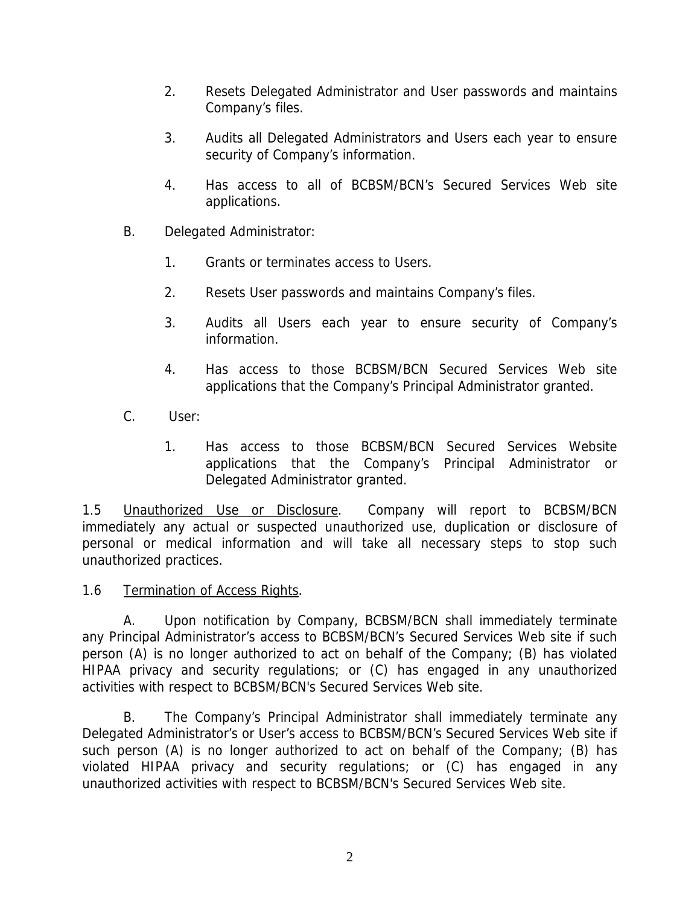2. Resets Delegated Administrator and User passwords and maintains Company's files.

3. Audits all Delegated Administrators and Users each year to ensure security of Company's information.

4. Has access to all of BCBSM/BCN's Secured Services Web site applications.

B. Delegated Administrator:

1. Grants or terminates access to Users.

2. Resets User passwords and maintains Company's files.

3. Audits all Users each year to ensure security of Company's information.

4. Has access to those BCBSM/BCN Secured Services Web site applications that the Company's Principal Administrator granted.

C. User:

1. Has access to those BCBSM/BCN Secured Services Website applications that the Company's Principal Administrator or Delegated Administrator granted.

1.5 Unauthorized Use or Disclosure. Company will report to BCBSM/BCN immediately any actual or suspected unauthorized use, duplication or disclosure of personal or medical information and will take all necessary steps to stop such unauthorized practices.

1.6 Termination of Access Rights.

A. Upon notification by Company, BCBSM/BCN shall immediately terminate any Principal Administrator's access to BCBSM/BCN's Secured Services Web site if such person (A) is no longer authorized to act on behalf of the Company; (B) has violated HIPAA privacy and security regulations; or (C) has engaged in any unauthorized activities with respect to BCBSM/BCN's Secured Services Web site.

B. The Company's Principal Administrator shall immediately terminate any Delegated Administrator's or User's access to BCBSM/BCN's Secured Services Web site if such person (A) is no longer authorized to act on behalf of the Company; (B) has violated HIPAA privacy and security regulations; or (C) has engaged in any unauthorized activities with respect to BCBSM/BCN's Secured Services Web site.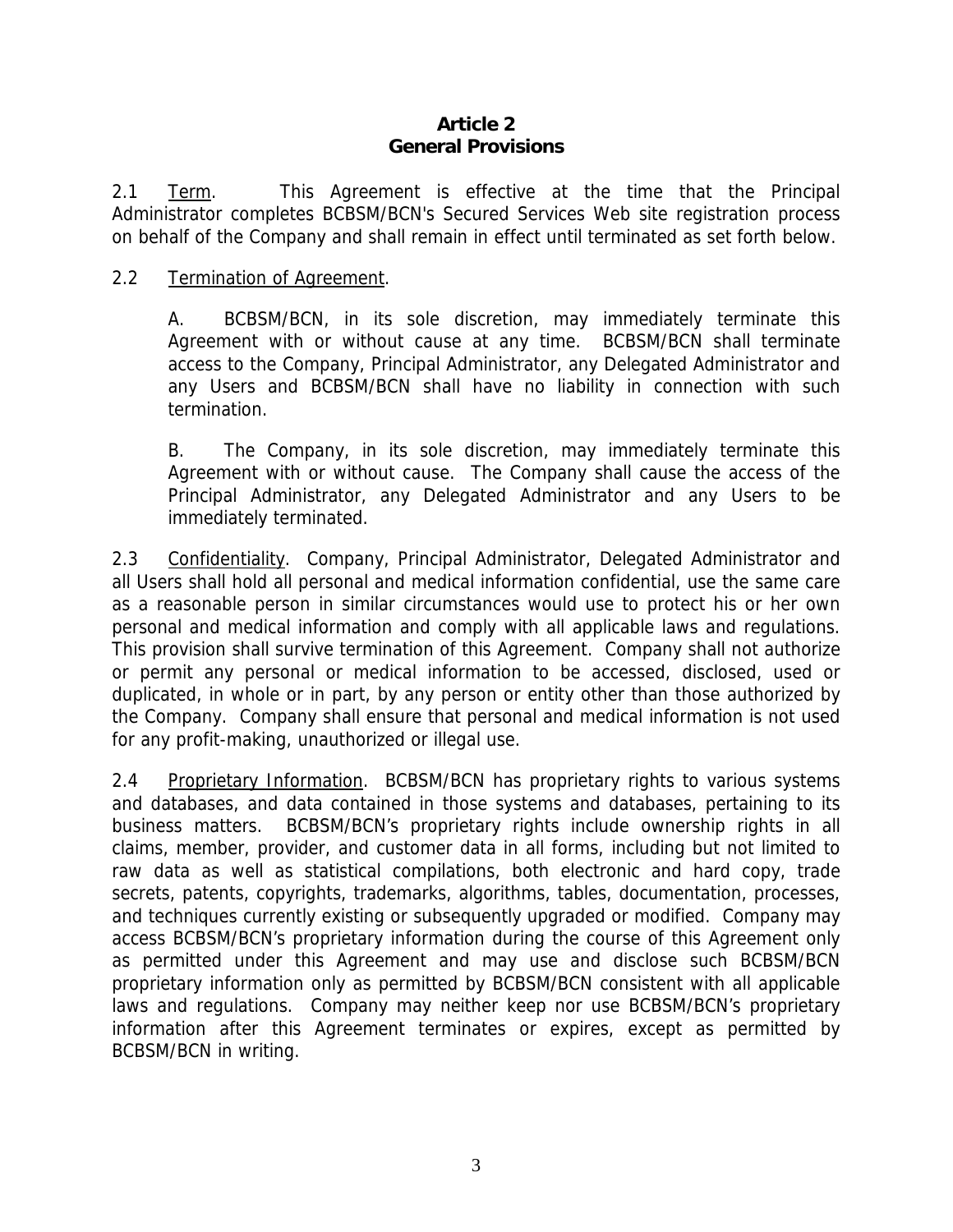## Article 2
## General Provisions

2.1 Term. This Agreement is effective at the time that the Principal Administrator completes BCBSM/BCN's Secured Services Web site registration process on behalf of the Company and shall remain in effect until terminated as set forth below.

2.2 Termination of Agreement.

A. BCBSM/BCN, in its sole discretion, may immediately terminate this Agreement with or without cause at any time. BCBSM/BCN shall terminate access to the Company, Principal Administrator, any Delegated Administrator and any Users and BCBSM/BCN shall have no liability in connection with such termination.

B. The Company, in its sole discretion, may immediately terminate this Agreement with or without cause. The Company shall cause the access of the Principal Administrator, any Delegated Administrator and any Users to be immediately terminated.

2.3 Confidentiality. Company, Principal Administrator, Delegated Administrator and all Users shall hold all personal and medical information confidential, use the same care as a reasonable person in similar circumstances would use to protect his or her own personal and medical information and comply with all applicable laws and regulations. This provision shall survive termination of this Agreement. Company shall not authorize or permit any personal or medical information to be accessed, disclosed, used or duplicated, in whole or in part, by any person or entity other than those authorized by the Company. Company shall ensure that personal and medical information is not used for any profit-making, unauthorized or illegal use.

2.4 Proprietary Information. BCBSM/BCN has proprietary rights to various systems and databases, and data contained in those systems and databases, pertaining to its business matters. BCBSM/BCN's proprietary rights include ownership rights in all claims, member, provider, and customer data in all forms, including but not limited to raw data as well as statistical compilations, both electronic and hard copy, trade secrets, patents, copyrights, trademarks, algorithms, tables, documentation, processes, and techniques currently existing or subsequently upgraded or modified. Company may access BCBSM/BCN's proprietary information during the course of this Agreement only as permitted under this Agreement and may use and disclose such BCBSM/BCN proprietary information only as permitted by BCBSM/BCN consistent with all applicable laws and regulations. Company may neither keep nor use BCBSM/BCN's proprietary information after this Agreement terminates or expires, except as permitted by BCBSM/BCN in writing.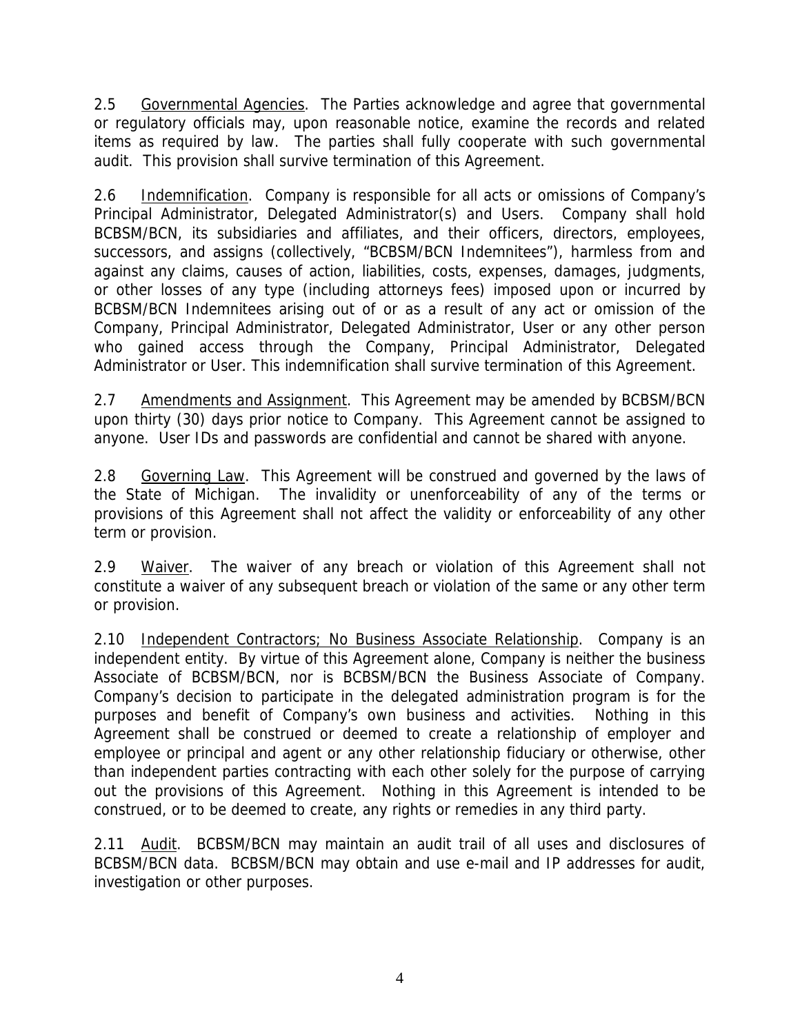2.5 Governmental Agencies. The Parties acknowledge and agree that governmental or regulatory officials may, upon reasonable notice, examine the records and related items as required by law. The parties shall fully cooperate with such governmental audit. This provision shall survive termination of this Agreement.

2.6 Indemnification. Company is responsible for all acts or omissions of Company's Principal Administrator, Delegated Administrator(s) and Users. Company shall hold BCBSM/BCN, its subsidiaries and affiliates, and their officers, directors, employees, successors, and assigns (collectively, "BCBSM/BCN Indemnitees"), harmless from and against any claims, causes of action, liabilities, costs, expenses, damages, judgments, or other losses of any type (including attorneys fees) imposed upon or incurred by BCBSM/BCN Indemnitees arising out of or as a result of any act or omission of the Company, Principal Administrator, Delegated Administrator, User or any other person who gained access through the Company, Principal Administrator, Delegated Administrator or User. This indemnification shall survive termination of this Agreement.

2.7 Amendments and Assignment. This Agreement may be amended by BCBSM/BCN upon thirty (30) days prior notice to Company. This Agreement cannot be assigned to anyone. User IDs and passwords are confidential and cannot be shared with anyone.

2.8 Governing Law. This Agreement will be construed and governed by the laws of the State of Michigan. The invalidity or unenforceability of any of the terms or provisions of this Agreement shall not affect the validity or enforceability of any other term or provision.

2.9 Waiver. The waiver of any breach or violation of this Agreement shall not constitute a waiver of any subsequent breach or violation of the same or any other term or provision.

2.10 Independent Contractors; No Business Associate Relationship. Company is an independent entity. By virtue of this Agreement alone, Company is neither the business Associate of BCBSM/BCN, nor is BCBSM/BCN the Business Associate of Company. Company's decision to participate in the delegated administration program is for the purposes and benefit of Company's own business and activities. Nothing in this Agreement shall be construed or deemed to create a relationship of employer and employee or principal and agent or any other relationship fiduciary or otherwise, other than independent parties contracting with each other solely for the purpose of carrying out the provisions of this Agreement. Nothing in this Agreement is intended to be construed, or to be deemed to create, any rights or remedies in any third party.

2.11 Audit. BCBSM/BCN may maintain an audit trail of all uses and disclosures of BCBSM/BCN data. BCBSM/BCN may obtain and use e-mail and IP addresses for audit, investigation or other purposes.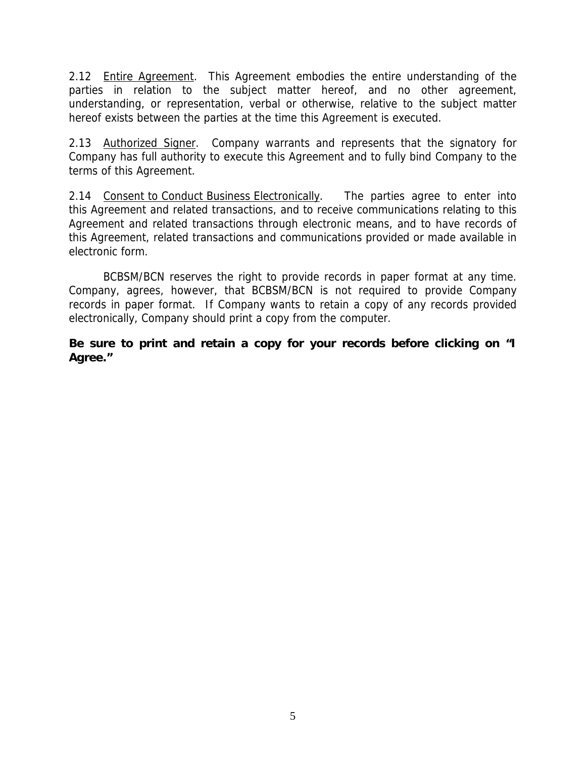2.12 Entire Agreement. This Agreement embodies the entire understanding of the parties in relation to the subject matter hereof, and no other agreement, understanding, or representation, verbal or otherwise, relative to the subject matter hereof exists between the parties at the time this Agreement is executed.

2.13 Authorized Signer. Company warrants and represents that the signatory for Company has full authority to execute this Agreement and to fully bind Company to the terms of this Agreement.

2.14 Consent to Conduct Business Electronically. The parties agree to enter into this Agreement and related transactions, and to receive communications relating to this Agreement and related transactions through electronic means, and to have records of this Agreement, related transactions and communications provided or made available in electronic form.

BCBSM/BCN reserves the right to provide records in paper format at any time. Company, agrees, however, that BCBSM/BCN is not required to provide Company records in paper format. If Company wants to retain a copy of any records provided electronically, Company should print a copy from the computer.

**Be sure to print and retain a copy for your records before clicking on "I Agree."**